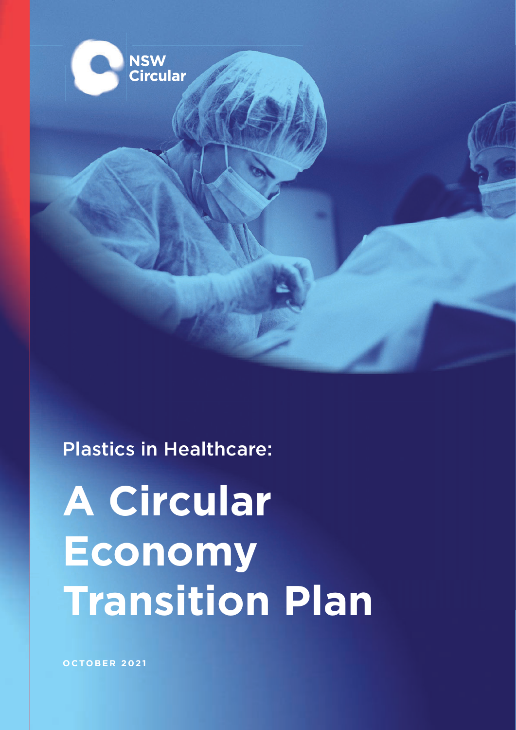NSW Circular

Plastics in Healthcare:

# A Circular Economy Transition Plan

OCTOBER 2021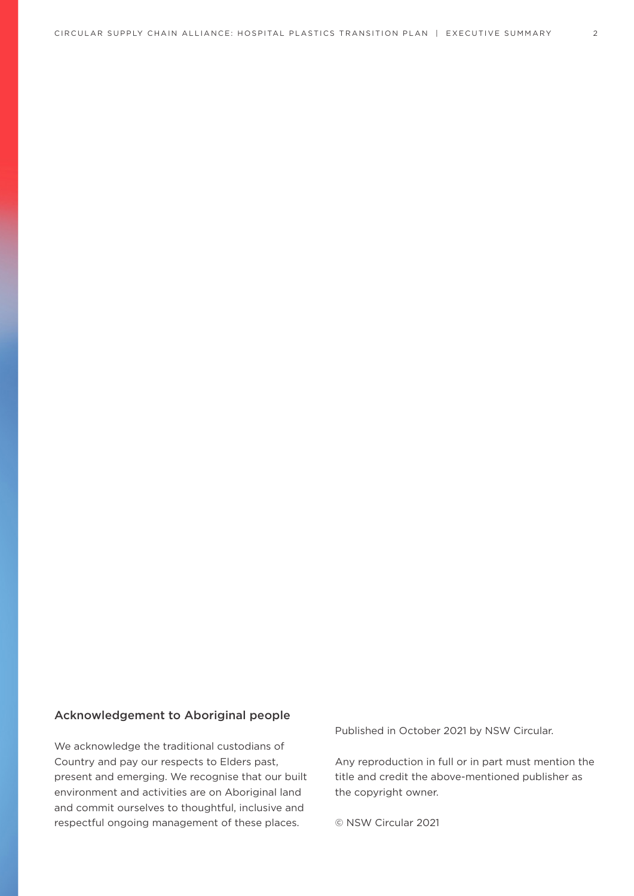## Acknowledgement to Aboriginal people

We acknowledge the traditional custodians of Country and pay our respects to Elders past, present and emerging. We recognise that our built environment and activities are on Aboriginal land and commit ourselves to thoughtful, inclusive and respectful ongoing management of these places.

Published in October 2021 by NSW Circular.

Any reproduction in full or in part must mention the title and credit the above-mentioned publisher as the copyright owner.

© NSW Circular 2021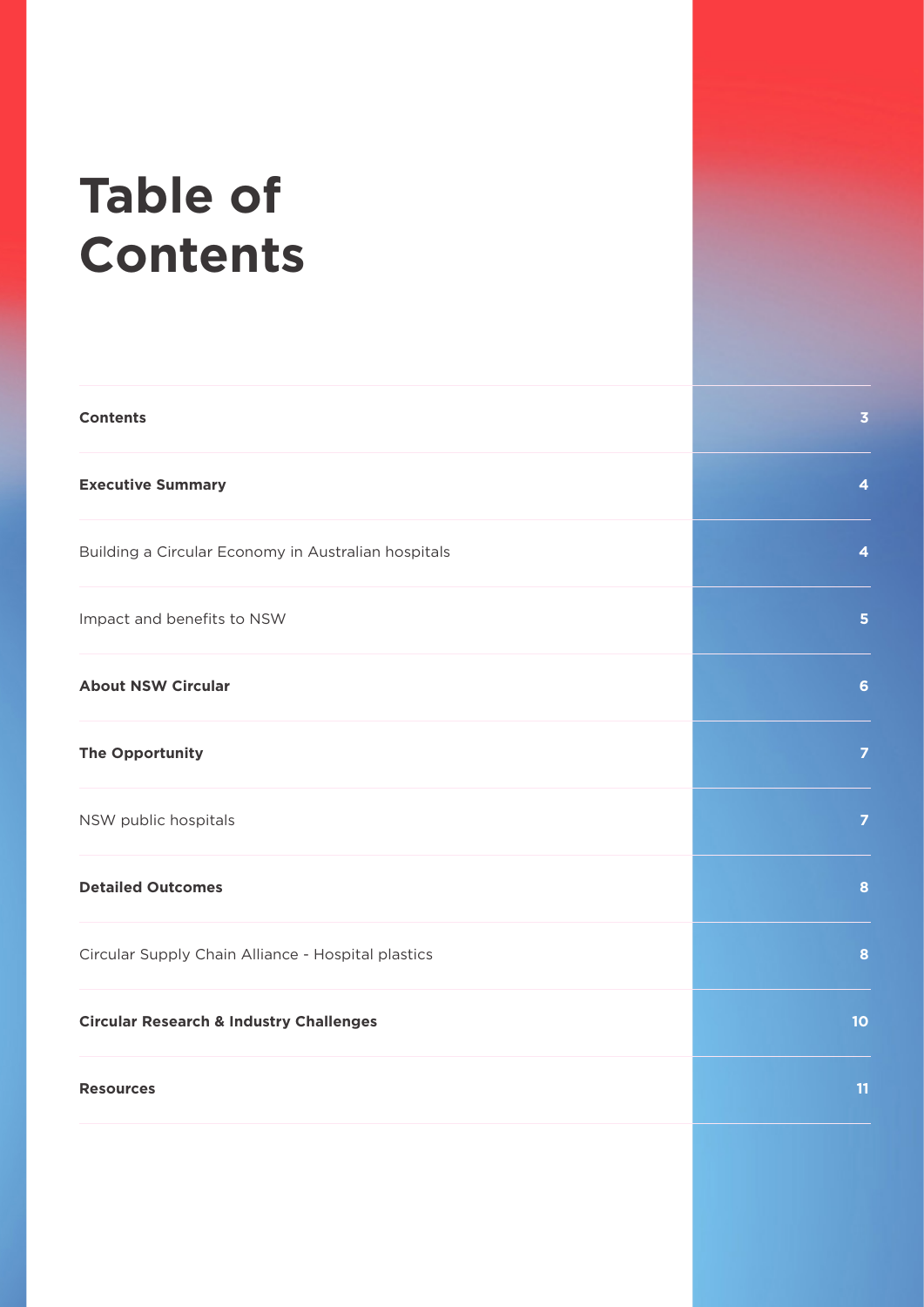# Table of Contents

| | |
|---|---|
| **Contents** | **3** |
| **Executive Summary** | **4** |
| Building a Circular Economy in Australian hospitals | **4** |
| Impact and benefits to NSW | **5** |
| **About NSW Circular** | **6** |
| **The Opportunity** | **7** |
| NSW public hospitals | **7** |
| **Detailed Outcomes** | **8** |
| Circular Supply Chain Alliance - Hospital plastics | **8** |
| **Circular Research & Industry Challenges** | **10** |
| **Resources** | **11** |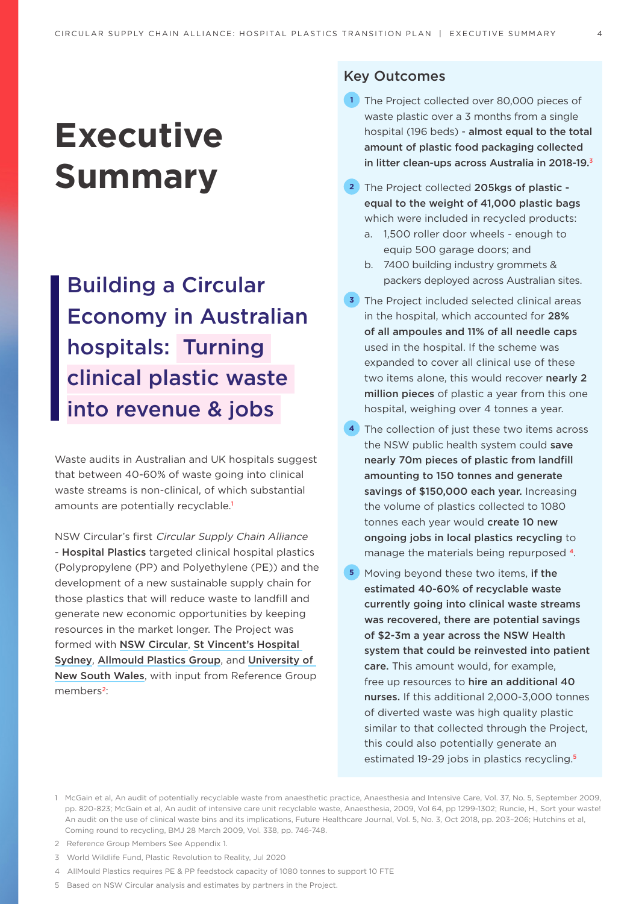# Executive Summary

## Building a Circular Economy in Australian hospitals: Turning clinical plastic waste into revenue & jobs

Waste audits in Australian and UK hospitals suggest that between 40-60% of waste going into clinical waste streams is non-clinical, of which substantial amounts are potentially recyclable.[1]

NSW Circular's first *Circular Supply Chain Alliance* - **Hospital Plastics** targeted clinical hospital plastics (Polypropylene (PP) and Polyethylene (PE)) and the development of a new sustainable supply chain for those plastics that will reduce waste to landfill and generate new economic opportunities by keeping resources in the market longer. The Project was formed with **NSW Circular**, **St Vincent's Hospital Sydney**, **Allmould Plastics Group**, and **University of New South Wales**, with input from Reference Group members[2]:

### Key Outcomes

1. The Project collected over 80,000 pieces of waste plastic over a 3 months from a single hospital (196 beds) - **almost equal to the total amount of plastic food packaging collected in litter clean-ups across Australia in 2018-19.**[3]
2. The Project collected **205kgs of plastic - equal to the weight of 41,000 plastic bags** which were included in recycled products:
   a. 1,500 roller door wheels - enough to equip 500 garage doors; and
   b. 7400 building industry grommets & packers deployed across Australian sites.
3. The Project included selected clinical areas in the hospital, which accounted for **28% of all ampoules and 11% of all needle caps** used in the hospital. If the scheme was expanded to cover all clinical use of these two items alone, this would recover **nearly 2 million pieces** of plastic a year from this one hospital, weighing over 4 tonnes a year.
4. The collection of just these two items across the NSW public health system could **save nearly 70m pieces of plastic from landfill amounting to 150 tonnes and generate savings of $150,000 each year.** Increasing the volume of plastics collected to 1080 tonnes each year would **create 10 new ongoing jobs in local plastics recycling** to manage the materials being repurposed [4].
5. Moving beyond these two items, **if the estimated 40-60% of recyclable waste currently going into clinical waste streams was recovered, there are potential savings of $2-3m a year across the NSW Health system that could be reinvested into patient care.** This amount would, for example, free up resources to **hire an additional 40 nurses.** If this additional 2,000-3,000 tonnes of diverted waste was high quality plastic similar to that collected through the Project, this could also potentially generate an estimated 19-29 jobs in plastics recycling.[5]

---

1 McGain et al, An audit of potentially recyclable waste from anaesthetic practice, Anaesthesia and Intensive Care, Vol. 37, No. 5, September 2009, pp. 820-823; McGain et al, An audit of intensive care unit recyclable waste, Anaesthesia, 2009, Vol 64, pp 1299-1302; Runcie, H., Sort your waste! An audit on the use of clinical waste bins and its implications, Future Healthcare Journal, Vol. 5, No. 3, Oct 2018, pp. 203–206; Hutchins et al, Coming round to recycling, BMJ 28 March 2009, Vol. 338, pp. 746-748.

2 Reference Group Members See Appendix 1.

3 World Wildlife Fund, Plastic Revolution to Reality, Jul 2020

4 AllMould Plastics requires PE & PP feedstock capacity of 1080 tonnes to support 10 FTE

5 Based on NSW Circular analysis and estimates by partners in the Project.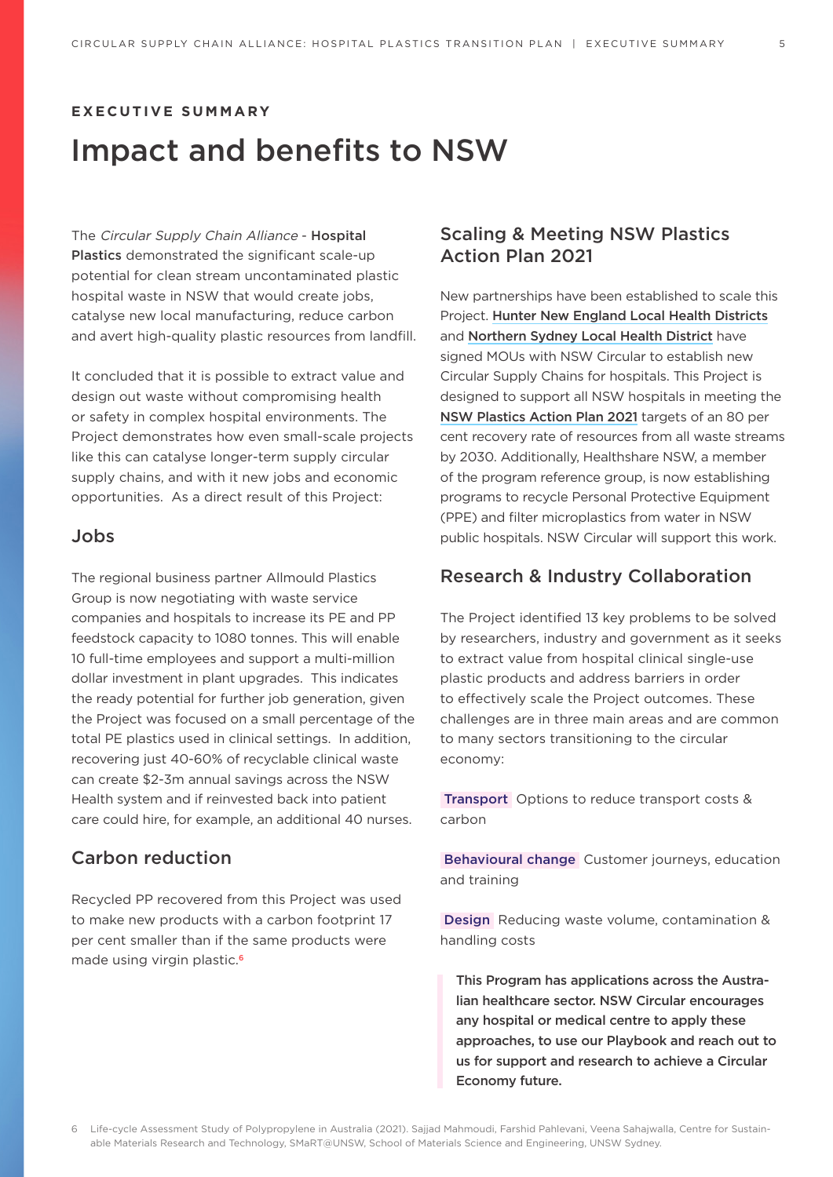**EXECUTIVE SUMMARY**

# Impact and benefits to NSW

The *Circular Supply Chain Alliance* - **Hospital Plastics** demonstrated the significant scale-up potential for clean stream uncontaminated plastic hospital waste in NSW that would create jobs, catalyse new local manufacturing, reduce carbon and avert high-quality plastic resources from landfill.

It concluded that it is possible to extract value and design out waste without compromising health or safety in complex hospital environments. The Project demonstrates how even small-scale projects like this can catalyse longer-term supply circular supply chains, and with it new jobs and economic opportunities. As a direct result of this Project:

## Jobs

The regional business partner Allmould Plastics Group is now negotiating with waste service companies and hospitals to increase its PE and PP feedstock capacity to 1080 tonnes. This will enable 10 full-time employees and support a multi-million dollar investment in plant upgrades. This indicates the ready potential for further job generation, given the Project was focused on a small percentage of the total PE plastics used in clinical settings. In addition, recovering just 40-60% of recyclable clinical waste can create $2-3m annual savings across the NSW Health system and if reinvested back into patient care could hire, for example, an additional 40 nurses.

## Carbon reduction

Recycled PP recovered from this Project was used to make new products with a carbon footprint 17 per cent smaller than if the same products were made using virgin plastic.[6]

## Scaling & Meeting NSW Plastics Action Plan 2021

New partnerships have been established to scale this Project. **Hunter New England Local Health Districts** and **Northern Sydney Local Health District** have signed MOUs with NSW Circular to establish new Circular Supply Chains for hospitals. This Project is designed to support all NSW hospitals in meeting the **NSW Plastics Action Plan 2021** targets of an 80 per cent recovery rate of resources from all waste streams by 2030. Additionally, Healthshare NSW, a member of the program reference group, is now establishing programs to recycle Personal Protective Equipment (PPE) and filter microplastics from water in NSW public hospitals. NSW Circular will support this work.

## Research & Industry Collaboration

The Project identified 13 key problems to be solved by researchers, industry and government as it seeks to extract value from hospital clinical single-use plastic products and address barriers in order to effectively scale the Project outcomes. These challenges are in three main areas and are common to many sectors transitioning to the circular economy:

**Transport** Options to reduce transport costs & carbon

**Behavioural change** Customer journeys, education and training

**Design** Reducing waste volume, contamination & handling costs

> **This Program has applications across the Australian healthcare sector. NSW Circular encourages any hospital or medical centre to apply these approaches, to use our Playbook and reach out to us for support and research to achieve a Circular Economy future.**

6 Life-cycle Assessment Study of Polypropylene in Australia (2021). Sajjad Mahmoudi, Farshid Pahlevani, Veena Sahajwalla, Centre for Sustainable Materials Research and Technology, SMaRT@UNSW, School of Materials Science and Engineering, UNSW Sydney.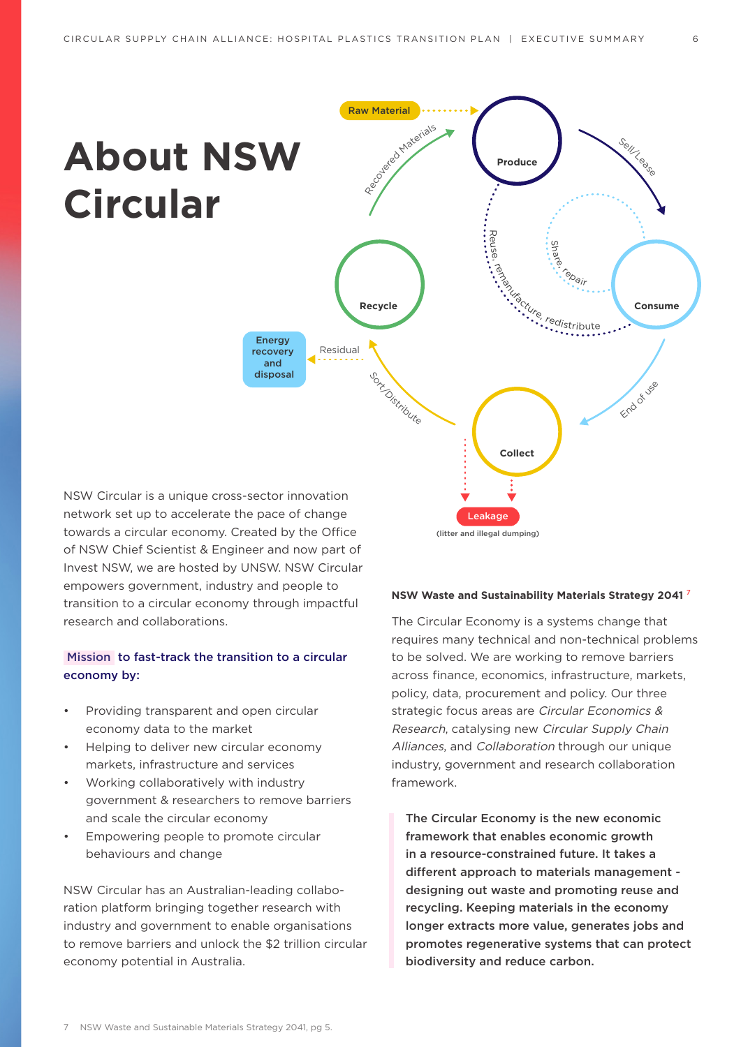# About NSW Circular

Raw Material

Recovered Materials

Produce

Sell/Lease

Share, repair

Reuse, remanufacture, redistribute

Consume

Recycle

Energy recovery and disposal

Residual

Sort/Distribute

End of use

Collect

Leakage (litter and illegal dumping)

NSW Circular is a unique cross-sector innovation network set up to accelerate the pace of change towards a circular economy. Created by the Office of NSW Chief Scientist & Engineer and now part of Invest NSW, we are hosted by UNSW. NSW Circular empowers government, industry and people to transition to a circular economy through impactful research and collaborations.

**Mission to fast-track the transition to a circular economy by:**

- Providing transparent and open circular economy data to the market
- Helping to deliver new circular economy markets, infrastructure and services
- Working collaboratively with industry government & researchers to remove barriers and scale the circular economy
- Empowering people to promote circular behaviours and change

NSW Circular has an Australian-leading collaboration platform bringing together research with industry and government to enable organisations to remove barriers and unlock the $2 trillion circular economy potential in Australia.

**NSW Waste and Sustainability Materials Strategy 2041** [7]

The Circular Economy is a systems change that requires many technical and non-technical problems to be solved. We are working to remove barriers across finance, economics, infrastructure, markets, policy, data, procurement and policy. Our three strategic focus areas are *Circular Economics & Research*, catalysing new *Circular Supply Chain Alliances*, and *Collaboration* through our unique industry, government and research collaboration framework.

**The Circular Economy is the new economic framework that enables economic growth in a resource-constrained future. It takes a different approach to materials management - designing out waste and promoting reuse and recycling. Keeping materials in the economy longer extracts more value, generates jobs and promotes regenerative systems that can protect biodiversity and reduce carbon.**

7 NSW Waste and Sustainable Materials Strategy 2041, pg 5.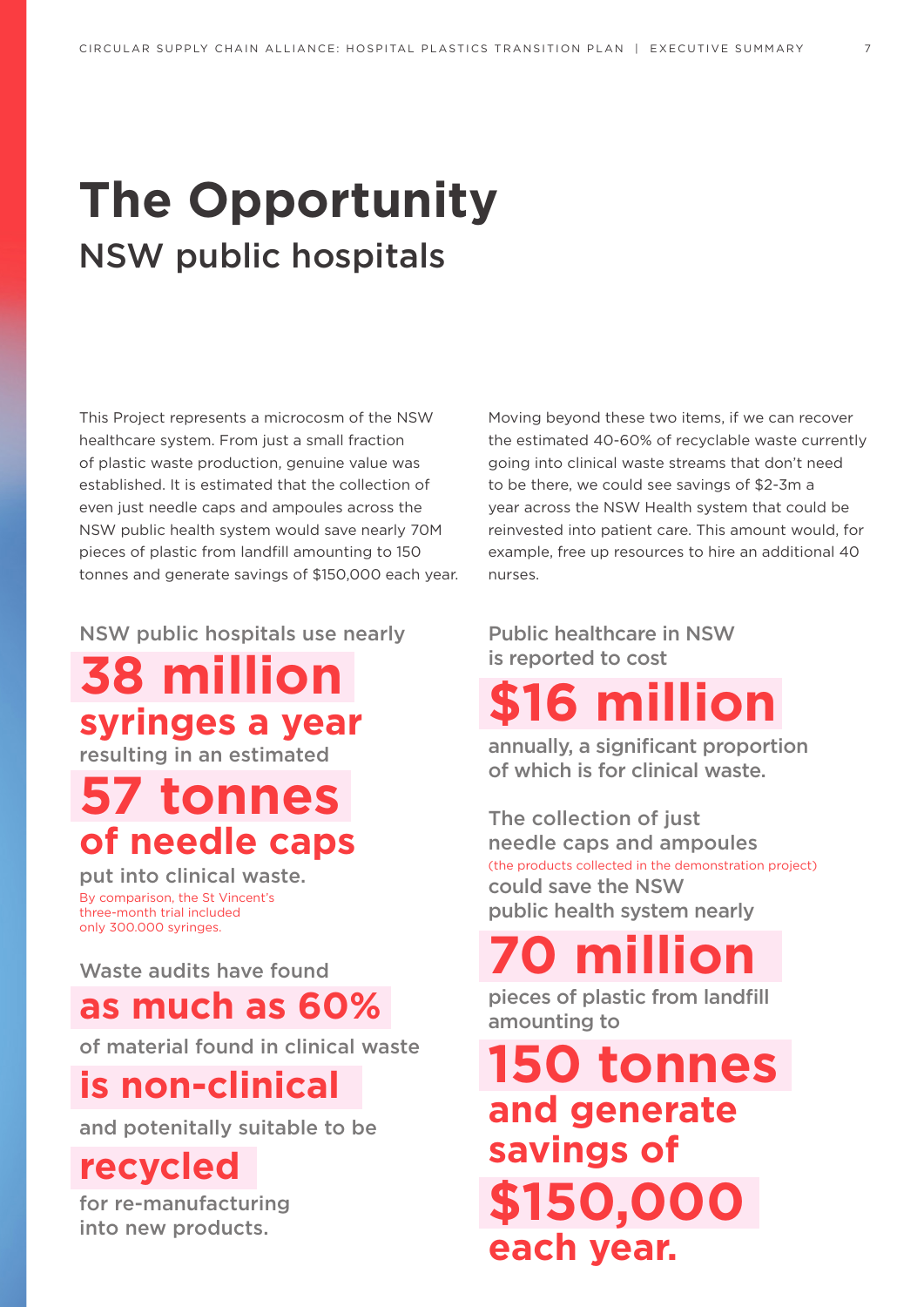# The Opportunity

## NSW public hospitals

This Project represents a microcosm of the NSW healthcare system. From just a small fraction of plastic waste production, genuine value was established. It is estimated that the collection of even just needle caps and ampoules across the NSW public health system would save nearly 70M pieces of plastic from landfill amounting to 150 tonnes and generate savings of $150,000 each year.

Moving beyond these two items, if we can recover the estimated 40-60% of recyclable waste currently going into clinical waste streams that don't need to be there, we could see savings of $2-3m a year across the NSW Health system that could be reinvested into patient care. This amount would, for example, free up resources to hire an additional 40 nurses.

NSW public hospitals use nearly

**38 million**

**syringes a year**

resulting in an estimated

**57 tonnes**

**of needle caps**

put into clinical waste.

By comparison, the St Vincent's three-month trial included only 300.000 syringes.

Waste audits have found

**as much as 60%**

of material found in clinical waste

**is non-clinical**

and potenitally suitable to be

**recycled**

for re-manufacturing into new products.

Public healthcare in NSW is reported to cost

**$16 million**

annually, a significant proportion of which is for clinical waste.

The collection of just needle caps and ampoules (the products collected in the demonstration project) could save the NSW public health system nearly

**70 million**

pieces of plastic from landfill amounting to

**150 tonnes**

**and generate savings of**

**$150,000**

**each year.**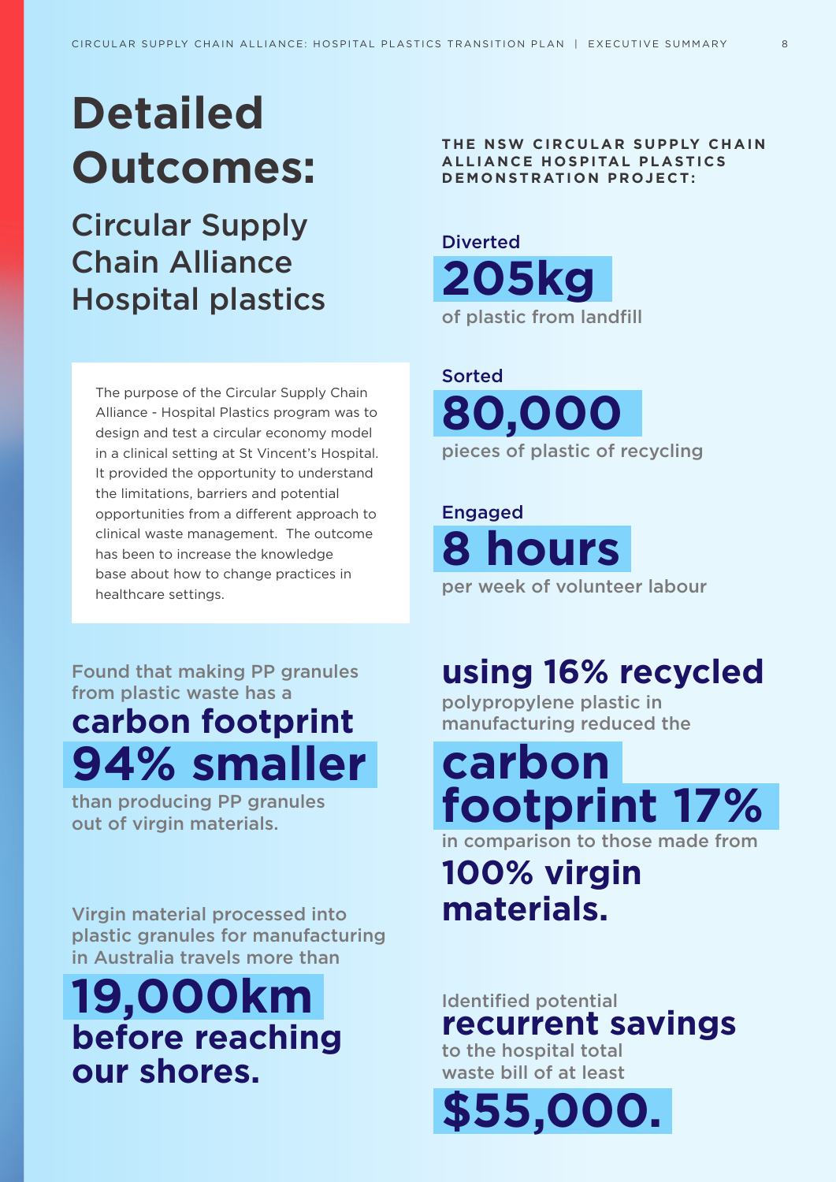# Detailed Outcomes:

## Circular Supply Chain Alliance Hospital plastics

The purpose of the Circular Supply Chain Alliance - Hospital Plastics program was to design and test a circular economy model in a clinical setting at St Vincent's Hospital. It provided the opportunity to understand the limitations, barriers and potential opportunities from a different approach to clinical waste management. The outcome has been to increase the knowledge base about how to change practices in healthcare settings.

Found that making PP granules from plastic waste has a **carbon footprint 94% smaller** than producing PP granules out of virgin materials.

Virgin material processed into plastic granules for manufacturing in Australia travels more than **19,000km before reaching our shores.**

**THE NSW CIRCULAR SUPPLY CHAIN ALLIANCE HOSPITAL PLASTICS DEMONSTRATION PROJECT:**

Diverted **205kg** of plastic from landfill

Sorted **80,000** pieces of plastic of recycling

Engaged **8 hours** per week of volunteer labour

**using 16% recycled** polypropylene plastic in manufacturing reduced the **carbon footprint 17%** in comparison to those made from **100% virgin materials.**

Identified potential **recurrent savings** to the hospital total waste bill of at least **$55,000.**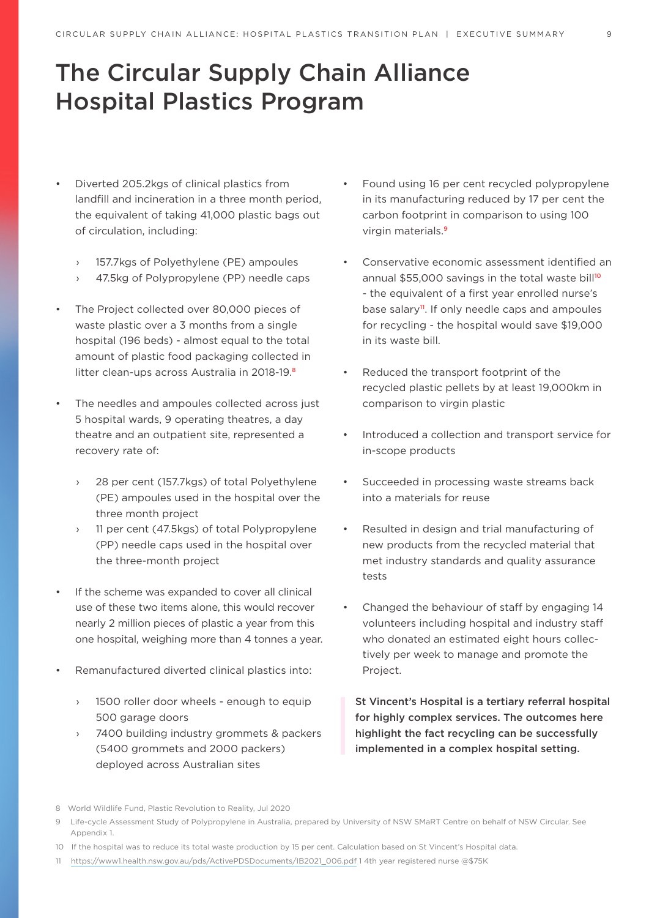# The Circular Supply Chain Alliance Hospital Plastics Program

- Diverted 205.2kgs of clinical plastics from landfill and incineration in a three month period, the equivalent of taking 41,000 plastic bags out of circulation, including:
  - 157.7kgs of Polyethylene (PE) ampoules
  - 47.5kg of Polypropylene (PP) needle caps
- The Project collected over 80,000 pieces of waste plastic over a 3 months from a single hospital (196 beds) - almost equal to the total amount of plastic food packaging collected in litter clean-ups across Australia in 2018-19.[8]
- The needles and ampoules collected across just 5 hospital wards, 9 operating theatres, a day theatre and an outpatient site, represented a recovery rate of:
  - 28 per cent (157.7kgs) of total Polyethylene (PE) ampoules used in the hospital over the three month project
  - 11 per cent (47.5kgs) of total Polypropylene (PP) needle caps used in the hospital over the three-month project
- If the scheme was expanded to cover all clinical use of these two items alone, this would recover nearly 2 million pieces of plastic a year from this one hospital, weighing more than 4 tonnes a year.
- Remanufactured diverted clinical plastics into:
  - 1500 roller door wheels - enough to equip 500 garage doors
  - 7400 building industry grommets & packers (5400 grommets and 2000 packers) deployed across Australian sites
- Found using 16 per cent recycled polypropylene in its manufacturing reduced by 17 per cent the carbon footprint in comparison to using 100 virgin materials.[9]
- Conservative economic assessment identified an annual $55,000 savings in the total waste bill[10] - the equivalent of a first year enrolled nurse's base salary[11]. If only needle caps and ampoules for recycling - the hospital would save $19,000 in its waste bill.
- Reduced the transport footprint of the recycled plastic pellets by at least 19,000km in comparison to virgin plastic
- Introduced a collection and transport service for in-scope products
- Succeeded in processing waste streams back into a materials for reuse
- Resulted in design and trial manufacturing of new products from the recycled material that met industry standards and quality assurance tests
- Changed the behaviour of staff by engaging 14 volunteers including hospital and industry staff who donated an estimated eight hours collectively per week to manage and promote the Project.

**St Vincent's Hospital is a tertiary referral hospital for highly complex services. The outcomes here highlight the fact recycling can be successfully implemented in a complex hospital setting.**

---

8 World Wildlife Fund, Plastic Revolution to Reality, Jul 2020

9 Life-cycle Assessment Study of Polypropylene in Australia, prepared by University of NSW SMaRT Centre on behalf of NSW Circular. See Appendix 1.

10 If the hospital was to reduce its total waste production by 15 per cent. Calculation based on St Vincent's Hospital data.

11 https://www1.health.nsw.gov.au/pds/ActivePDSDocuments/IB2021_006.pdf 1 4th year registered nurse @$75K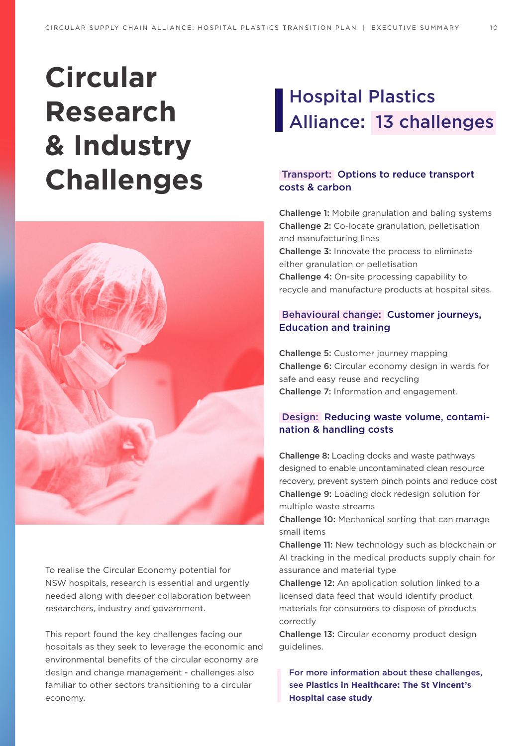# Circular Research & Industry Challenges

To realise the Circular Economy potential for NSW hospitals, research is essential and urgently needed along with deeper collaboration between researchers, industry and government.

This report found the key challenges facing our hospitals as they seek to leverage the economic and environmental benefits of the circular economy are design and change management - challenges also familiar to other sectors transitioning to a circular economy.

## Hospital Plastics Alliance: 13 challenges

### Transport: Options to reduce transport costs & carbon

**Challenge 1:** Mobile granulation and baling systems
**Challenge 2:** Co-locate granulation, pelletisation and manufacturing lines
**Challenge 3:** Innovate the process to eliminate either granulation or pelletisation
**Challenge 4:** On-site processing capability to recycle and manufacture products at hospital sites.

### Behavioural change: Customer journeys, Education and training

**Challenge 5:** Customer journey mapping
**Challenge 6:** Circular economy design in wards for safe and easy reuse and recycling
**Challenge 7:** Information and engagement.

### Design: Reducing waste volume, contamination & handling costs

**Challenge 8:** Loading docks and waste pathways designed to enable uncontaminated clean resource recovery, prevent system pinch points and reduce cost
**Challenge 9:** Loading dock redesign solution for multiple waste streams
**Challenge 10:** Mechanical sorting that can manage small items
**Challenge 11:** New technology such as blockchain or AI tracking in the medical products supply chain for assurance and material type
**Challenge 12:** An application solution linked to a licensed data feed that would identify product materials for consumers to dispose of products correctly
**Challenge 13:** Circular economy product design guidelines.

For more information about these challenges, see **Plastics in Healthcare: The St Vincent's Hospital case study**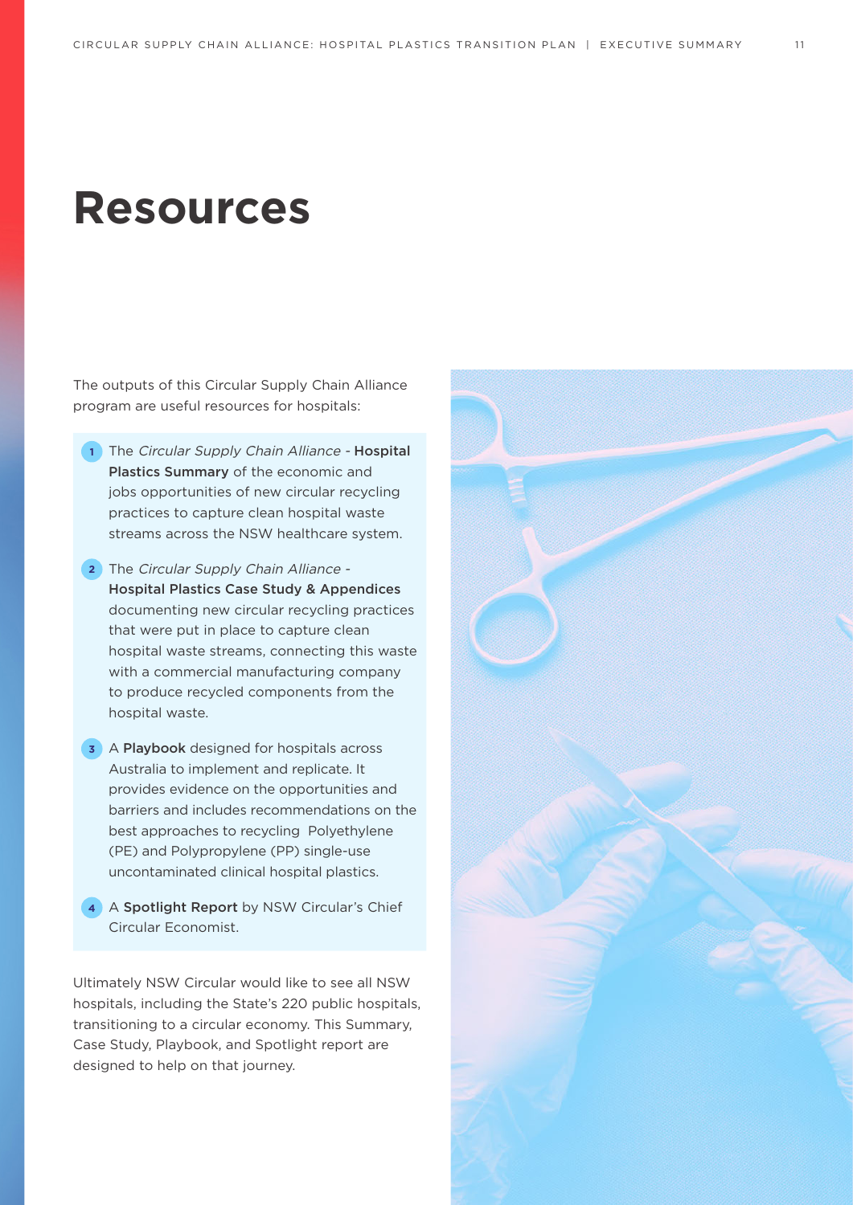# Resources

The outputs of this Circular Supply Chain Alliance program are useful resources for hospitals:

1. The *Circular Supply Chain Alliance* - **Hospital Plastics Summary** of the economic and jobs opportunities of new circular recycling practices to capture clean hospital waste streams across the NSW healthcare system.
2. The *Circular Supply Chain Alliance* - **Hospital Plastics Case Study & Appendices** documenting new circular recycling practices that were put in place to capture clean hospital waste streams, connecting this waste with a commercial manufacturing company to produce recycled components from the hospital waste.
3. A **Playbook** designed for hospitals across Australia to implement and replicate. It provides evidence on the opportunities and barriers and includes recommendations on the best approaches to recycling Polyethylene (PE) and Polypropylene (PP) single-use uncontaminated clinical hospital plastics.
4. A **Spotlight Report** by NSW Circular's Chief Circular Economist.

Ultimately NSW Circular would like to see all NSW hospitals, including the State's 220 public hospitals, transitioning to a circular economy. This Summary, Case Study, Playbook, and Spotlight report are designed to help on that journey.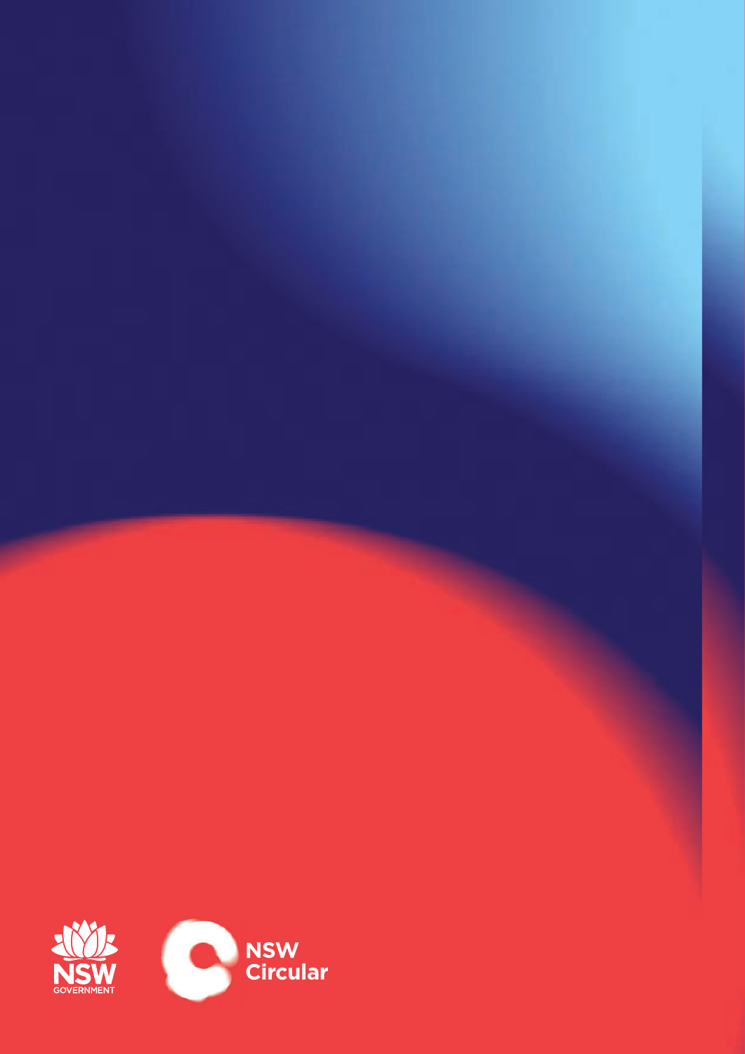NSW GOVERNMENT

NSW Circular